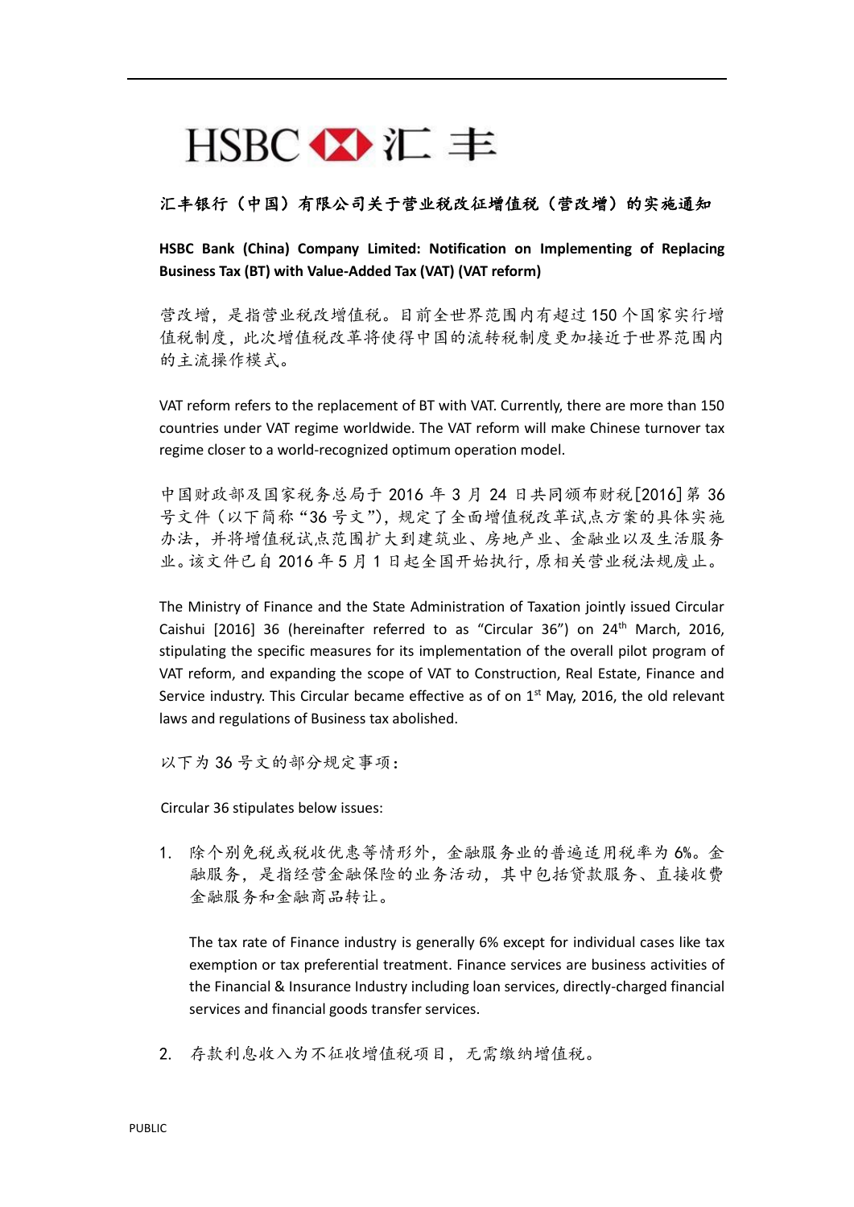HSBC 汇丰

## 汇丰银行（中国）有限公司关于营业税改征增值税（营改增）的实施通知

**HSBC Bank (China) Company Limited: Notification on Implementing of Replacing Business Tax (BT) with Value-Added Tax (VAT) (VAT reform)**

营改增，是指营业税改增值税。目前全世界范围内有超过 150 个国家实行增值税制度，此次增值税改革将使得中国的流转税制度更加接近于世界范围内的主流操作模式。

VAT reform refers to the replacement of BT with VAT. Currently, there are more than 150 countries under VAT regime worldwide. The VAT reform will make Chinese turnover tax regime closer to a world-recognized optimum operation model.

中国财政部及国家税务总局于 2016 年 3 月 24 日共同颁布财税[2016]第 36 号文件（以下简称“36 号文”），规定了全面增值税改革试点方案的具体实施办法，并将增值税试点范围扩大到建筑业、房地产业、金融业以及生活服务业。该文件已自 2016 年 5 月 1 日起全国开始执行，原相关营业税法规废止。

The Ministry of Finance and the State Administration of Taxation jointly issued Circular Caishui [2016] 36 (hereinafter referred to as “Circular 36”) on 24th March, 2016, stipulating the specific measures for its implementation of the overall pilot program of VAT reform, and expanding the scope of VAT to Construction, Real Estate, Finance and Service industry. This Circular became effective as of on 1st May, 2016, the old relevant laws and regulations of Business tax abolished.

以下为 36 号文的部分规定事项：

Circular 36 stipulates below issues:

1. 除个别免税或税收优惠等情形外，金融服务业的普遍适用税率为 6%。金融服务，是指经营金融保险的业务活动，其中包括贷款服务、直接收费金融服务和金融商品转让。

   The tax rate of Finance industry is generally 6% except for individual cases like tax exemption or tax preferential treatment. Finance services are business activities of the Financial & Insurance Industry including loan services, directly-charged financial services and financial goods transfer services.

2. 存款利息收入为不征收增值税项目，无需缴纳增值税。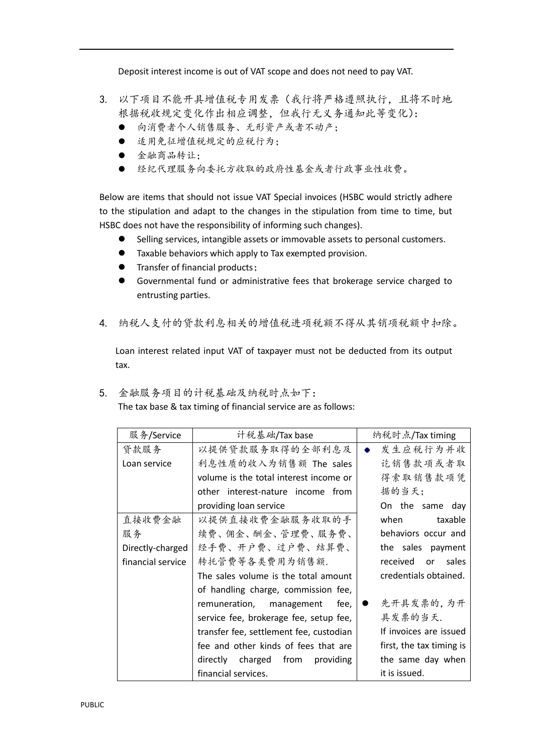Deposit interest income is out of VAT scope and does not need to pay VAT.

3. 以下项目不能开具增值税专用发票（我行将严格遵照执行，且将不时地根据税收规定变化作出相应调整，但我行无义务通知此等变化）：
   - 向消费者个人销售服务、无形资产或者不动产；
   - 适用免征增值税规定的应税行为；
   - 金融商品转让；
   - 经纪代理服务向委托方收取的政府性基金或者行政事业性收费。

   Below are items that should not issue VAT Special invoices (HSBC would strictly adhere to the stipulation and adapt to the changes in the stipulation from time to time, but HSBC does not have the responsibility of informing such changes).
   - Selling services, intangible assets or immovable assets to personal customers.
   - Taxable behaviors which apply to Tax exempted provision.
   - Transfer of financial products;
   - Governmental fund or administrative fees that brokerage service charged to entrusting parties.

4. 纳税人支付的贷款利息相关的增值税进项税额不得从其销项税额中扣除。

   Loan interest related input VAT of taxpayer must not be deducted from its output tax.

5. 金融服务项目的计税基础及纳税时点如下：
   The tax base & tax timing of financial service are as follows:

| 服务/Service | 计税基础/Tax base | 纳税时点/Tax timing |
|---|---|---|
| 贷款服务 Loan service | 以提供贷款服务取得的全部利息及利息性质的收入为销售额 The sales volume is the total interest income or other interest-nature income from providing loan service | • 发生应税行为并收讫销售款项或者取得索取销售款项凭据的当天；On the same day when taxable behaviors occur and the sales payment received or sales credentials obtained.<br>• 先开具发票的，为开具发票的当天. If invoices are issued first, the tax timing is the same day when it is issued. |
| 直接收费金融服务 Directly-charged financial service | 以提供直接收费金融服务收取的手续费、佣金、酬金、管理费、服务费、经手费、开户费、过户费、结算费、转托管费等各类费用为销售额. The sales volume is the total amount of handling charge, commission fee, remuneration, management fee, service fee, brokerage fee, setup fee, transfer fee, settlement fee, custodian fee and other kinds of fees that are directly charged from providing financial services. | |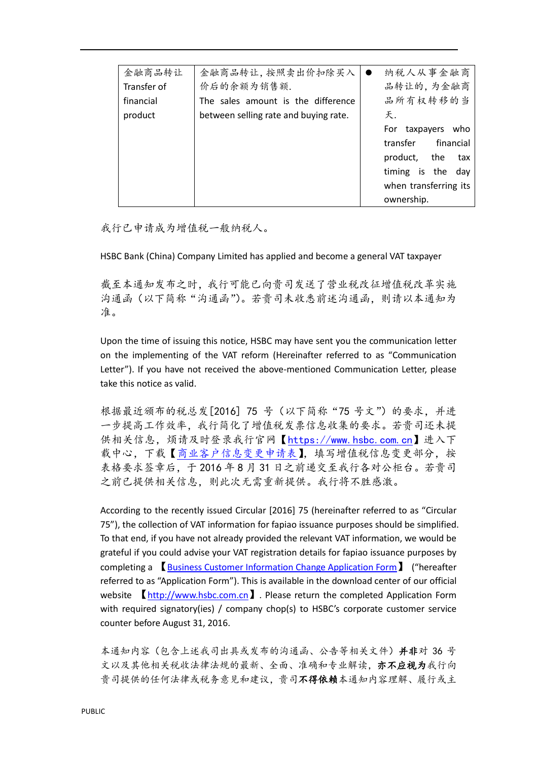| 金融商品转让 Transfer of financial product | 金融商品转让，按照卖出价扣除买入价后的余额为销售额. The sales amount is the difference between selling rate and buying rate. | ● 纳税人从事金融商品转让的，为金融商品所有权转移的当天. For taxpayers who transfer financial product, the tax timing is the day when transferring its ownership. |
|---|---|---|

我行已申请成为增值税一般纳税人。

HSBC Bank (China) Company Limited has applied and become a general VAT taxpayer

截至本通知发布之时，我行可能已向贵司发送了营业税改征增值税改革实施沟通函（以下简称"沟通函"）。若贵司未收悉前述沟通函，则请以本通知为准。

Upon the time of issuing this notice, HSBC may have sent you the communication letter on the implementing of the VAT reform (Hereinafter referred to as "Communication Letter"). If you have not received the above-mentioned Communication Letter, please take this notice as valid.

根据最近颁布的税总发[2016] 75 号（以下简称"75 号文"）的要求，并进一步提高工作效率，我行简化了增值税发票信息收集的要求。若贵司还未提供相关信息，烦请及时登录我行官网【https://www.hsbc.com.cn】进入下载中心，下载【商业客户信息变更申请表】，填写增值税信息变更部分，按表格要求签章后，于 2016 年 8 月 31 日之前递交至我行各对公柜台。若贵司之前已提供相关信息，则此次无需重新提供。我行将不胜感激。

According to the recently issued Circular [2016] 75 (hereinafter referred to as "Circular 75"), the collection of VAT information for fapiao issuance purposes should be simplified. To that end, if you have not already provided the relevant VAT information, we would be grateful if you could advise your VAT registration details for fapiao issuance purposes by completing a 【Business Customer Information Change Application Form】 ("hereafter referred to as "Application Form"). This is available in the download center of our official website 【http://www.hsbc.com.cn】. Please return the completed Application Form with required signatory(ies) / company chop(s) to HSBC's corporate customer service counter before August 31, 2016.

本通知内容（包含上述我司出具或发布的沟通函、公告等相关文件）**并非**对 36 号文以及其他相关税收法律法规的最新、全面、准确和专业解读，**亦不应视为**我行向贵司提供的任何法律或税务意见和建议，贵司**不得依赖**本通知内容理解、履行或主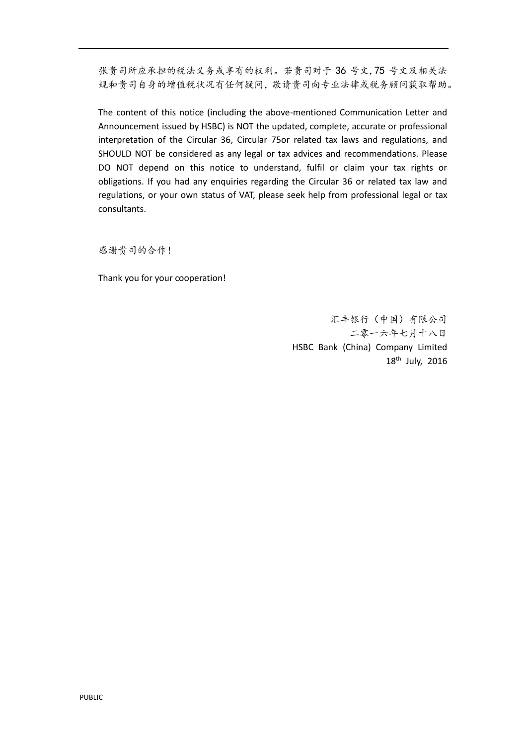张贵司所应承担的税法义务或享有的权利。若贵司对于 36 号文,75 号文及相关法规和贵司自身的增值税状况有任何疑问，敬请贵司向专业法律或税务顾问获取帮助。

The content of this notice (including the above-mentioned Communication Letter and Announcement issued by HSBC) is NOT the updated, complete, accurate or professional interpretation of the Circular 36, Circular 75or related tax laws and regulations, and SHOULD NOT be considered as any legal or tax advices and recommendations. Please DO NOT depend on this notice to understand, fulfil or claim your tax rights or obligations. If you had any enquiries regarding the Circular 36 or related tax law and regulations, or your own status of VAT, please seek help from professional legal or tax consultants.

感谢贵司的合作!

Thank you for your cooperation!

汇丰银行（中国）有限公司
二零一六年七月十八日
HSBC Bank (China) Company Limited
18th July, 2016